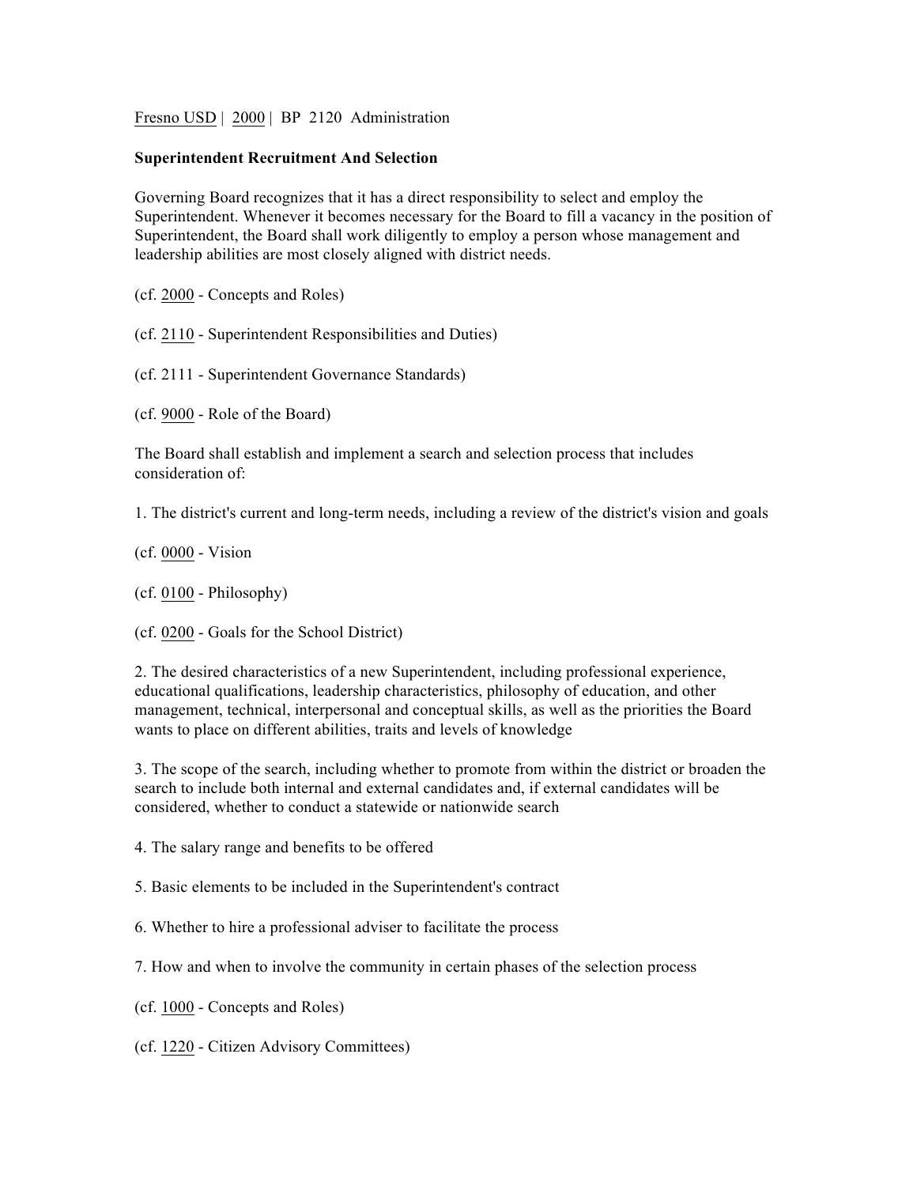Fresno USD | 2000 | BP 2120 Administration

**Superintendent Recruitment And Selection**

Governing Board recognizes that it has a direct responsibility to select and employ the Superintendent. Whenever it becomes necessary for the Board to fill a vacancy in the position of Superintendent, the Board shall work diligently to employ a person whose management and leadership abilities are most closely aligned with district needs.

(cf. 2000 - Concepts and Roles)

(cf. 2110 - Superintendent Responsibilities and Duties)

(cf. 2111 - Superintendent Governance Standards)

(cf. 9000 - Role of the Board)

The Board shall establish and implement a search and selection process that includes consideration of:

1. The district's current and long-term needs, including a review of the district's vision and goals

(cf. 0000 - Vision

(cf. 0100 - Philosophy)

(cf. 0200 - Goals for the School District)

2. The desired characteristics of a new Superintendent, including professional experience, educational qualifications, leadership characteristics, philosophy of education, and other management, technical, interpersonal and conceptual skills, as well as the priorities the Board wants to place on different abilities, traits and levels of knowledge

3. The scope of the search, including whether to promote from within the district or broaden the search to include both internal and external candidates and, if external candidates will be considered, whether to conduct a statewide or nationwide search

4. The salary range and benefits to be offered

5. Basic elements to be included in the Superintendent's contract

6. Whether to hire a professional adviser to facilitate the process

7. How and when to involve the community in certain phases of the selection process

(cf. 1000 - Concepts and Roles)

(cf. 1220 - Citizen Advisory Committees)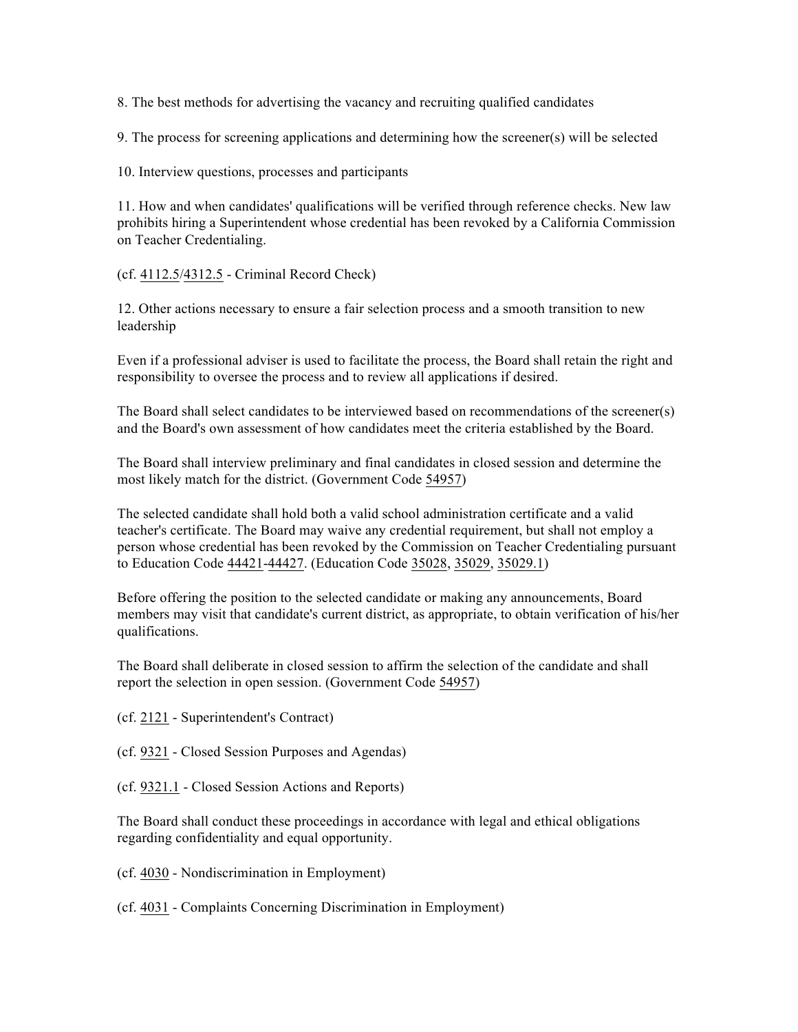8. The best methods for advertising the vacancy and recruiting qualified candidates

9. The process for screening applications and determining how the screener(s) will be selected

10. Interview questions, processes and participants

11. How and when candidates' qualifications will be verified through reference checks. New law prohibits hiring a Superintendent whose credential has been revoked by a California Commission on Teacher Credentialing.

(cf. 4112.5/4312.5 - Criminal Record Check)

12. Other actions necessary to ensure a fair selection process and a smooth transition to new leadership

Even if a professional adviser is used to facilitate the process, the Board shall retain the right and responsibility to oversee the process and to review all applications if desired.

The Board shall select candidates to be interviewed based on recommendations of the screener(s) and the Board's own assessment of how candidates meet the criteria established by the Board.

The Board shall interview preliminary and final candidates in closed session and determine the most likely match for the district. (Government Code 54957)

The selected candidate shall hold both a valid school administration certificate and a valid teacher's certificate. The Board may waive any credential requirement, but shall not employ a person whose credential has been revoked by the Commission on Teacher Credentialing pursuant to Education Code 44421-44427. (Education Code 35028, 35029, 35029.1)

Before offering the position to the selected candidate or making any announcements, Board members may visit that candidate's current district, as appropriate, to obtain verification of his/her qualifications.

The Board shall deliberate in closed session to affirm the selection of the candidate and shall report the selection in open session. (Government Code 54957)

(cf. 2121 - Superintendent's Contract)

(cf. 9321 - Closed Session Purposes and Agendas)

(cf. 9321.1 - Closed Session Actions and Reports)

The Board shall conduct these proceedings in accordance with legal and ethical obligations regarding confidentiality and equal opportunity.

(cf. 4030 - Nondiscrimination in Employment)

(cf. 4031 - Complaints Concerning Discrimination in Employment)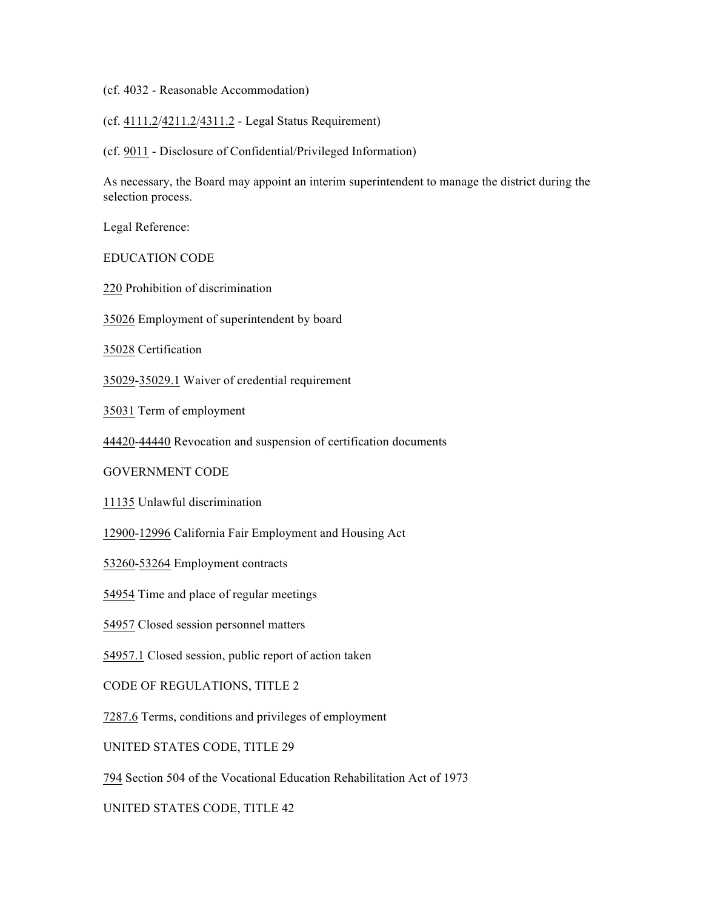(cf. 4032 - Reasonable Accommodation)

(cf. 4111.2/4211.2/4311.2 - Legal Status Requirement)

(cf. 9011 - Disclosure of Confidential/Privileged Information)

As necessary, the Board may appoint an interim superintendent to manage the district during the selection process.

Legal Reference:

EDUCATION CODE

220 Prohibition of discrimination

35026 Employment of superintendent by board

35028 Certification

35029-35029.1 Waiver of credential requirement

35031 Term of employment

44420-44440 Revocation and suspension of certification documents

GOVERNMENT CODE

11135 Unlawful discrimination

12900-12996 California Fair Employment and Housing Act

53260-53264 Employment contracts

54954 Time and place of regular meetings

54957 Closed session personnel matters

54957.1 Closed session, public report of action taken

CODE OF REGULATIONS, TITLE 2

7287.6 Terms, conditions and privileges of employment

UNITED STATES CODE, TITLE 29

794 Section 504 of the Vocational Education Rehabilitation Act of 1973

UNITED STATES CODE, TITLE 42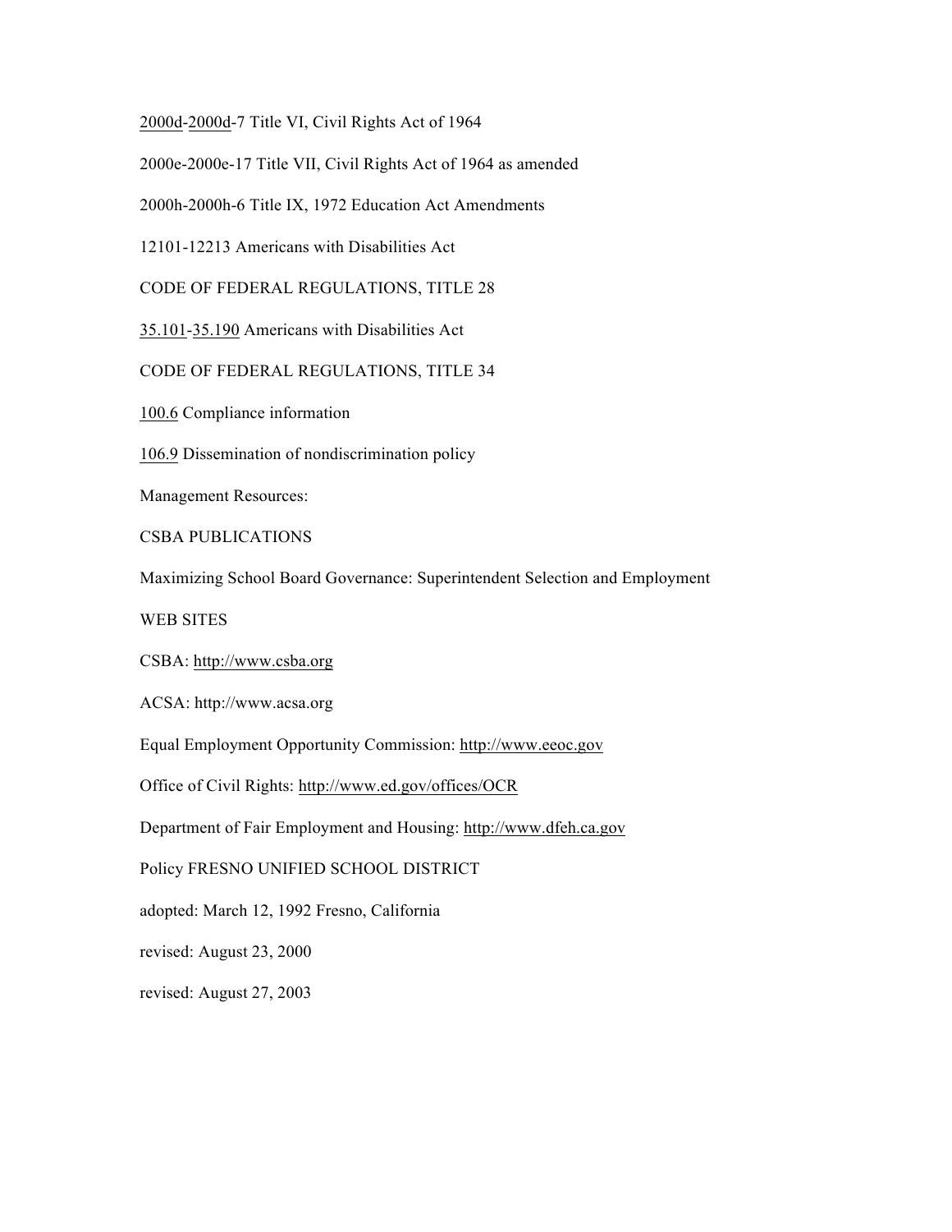2000d-2000d-7 Title VI, Civil Rights Act of 1964

2000e-2000e-17 Title VII, Civil Rights Act of 1964 as amended

2000h-2000h-6 Title IX, 1972 Education Act Amendments

12101-12213 Americans with Disabilities Act

CODE OF FEDERAL REGULATIONS, TITLE 28

35.101-35.190 Americans with Disabilities Act

CODE OF FEDERAL REGULATIONS, TITLE 34

100.6 Compliance information

106.9 Dissemination of nondiscrimination policy

Management Resources:

CSBA PUBLICATIONS

Maximizing School Board Governance: Superintendent Selection and Employment

WEB SITES

CSBA: http://www.csba.org

ACSA: http://www.acsa.org

Equal Employment Opportunity Commission: http://www.eeoc.gov

Office of Civil Rights: http://www.ed.gov/offices/OCR

Department of Fair Employment and Housing: http://www.dfeh.ca.gov

Policy FRESNO UNIFIED SCHOOL DISTRICT

adopted: March 12, 1992 Fresno, California

revised: August 23, 2000

revised: August 27, 2003